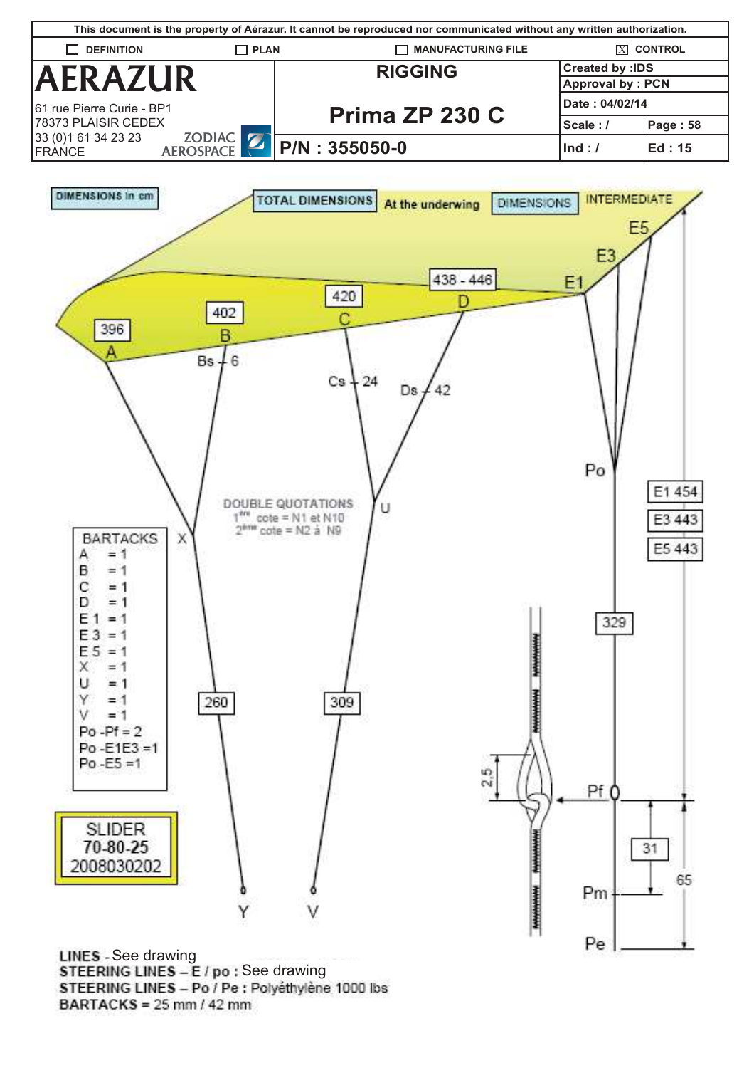This document is the property of Aérazur. It cannot be reproduced nor communicated without any written authorization.

| ☐ DEFINITION | ☐ PLAN | ☐ MANUFACTURING FILE | ☒ CONTROL | |
|---|---|---|---|---|
| **AERAZUR** 61 rue Pierre Curie - BP1 78373 PLAISIR CEDEX 33 (0)1 61 34 23 23 FRANCE ZODIAC AEROSPACE | **RIGGING** | | Created by :IDS | |
| | | | Approval by : PCN | |
| | **Prima ZP 230 C** | | Date : 04/02/14 | |
| | | | Scale : / | Page : 58 |
| | **P/N : 355050-0** | | Ind : / | Ed : 15 |

DIMENSIONS in cm

TOTAL DIMENSIONS At the underwing

DIMENSIONS INTERMEDIATE

| Line | Dimension |
|---|---|
| A | 396 |
| B | 402 |
| C | 420 |
| D | 438 - 446 |
| Bs | 6 |
| Cs | 24 |
| Ds | 42 |
| X–Y | 260 |
| U–V | 309 |
| Po | 329 |
| E1 | 454 |
| E3 | 443 |
| E5 | 443 |
| Pf–Pm | 31 |
| Pf–Pe | 65 |
| Pf loop | 2,5 |

DOUBLE QUOTATIONS
1ère cote = N1 et N10
2ème cote = N2 à N9

BARTACKS
- A = 1
- B = 1
- C = 1
- D = 1
- E 1 = 1
- E 3 = 1
- E 5 = 1
- X = 1
- U = 1
- Y = 1
- V = 1
- Po -Pf = 2
- Po -E1E3 =1
- Po -E5 =1

SLIDER
70-80-25
2008030202

**LINES** - See drawing
**STEERING LINES – E / po :** See drawing
**STEERING LINES – Po / Pe :** Polyéthylène 1000 lbs
**BARTACKS** = 25 mm / 42 mm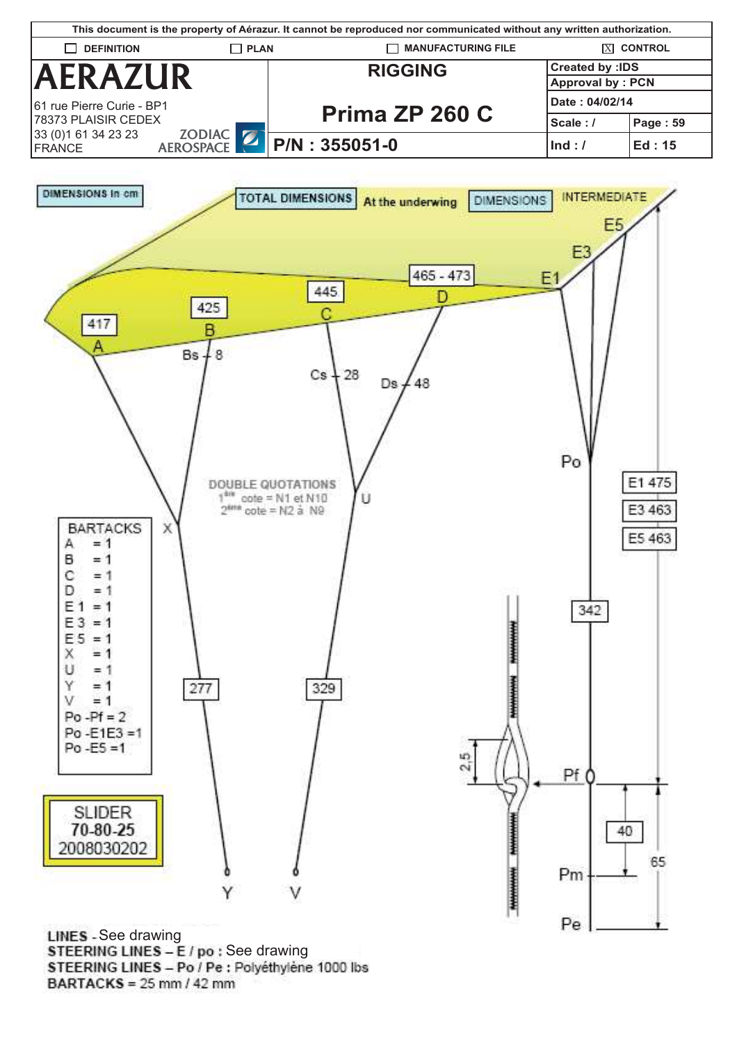This document is the property of Aérazur. It cannot be reproduced nor communicated without any written authorization.

| ☐ DEFINITION | ☐ PLAN | ☐ MANUFACTURING FILE | ☒ CONTROL | |
|---|---|---|---|---|
| **AERAZUR** 61 rue Pierre Curie - BP1 78373 PLAISIR CEDEX 33 (0)1 61 34 23 23 FRANCE — ZODIAC AEROSPACE | **RIGGING** | | Created by :IDS | |
| | | | Approval by : PCN | |
| | **Prima ZP 260 C** | | Date : 04/02/14 | |
| | | | Scale : / | Page : 59 |
| | **P/N : 355051-0** | | Ind : / | Ed : 15 |

DIMENSIONS in cm

TOTAL DIMENSIONS At the underwing

DIMENSIONS INTERMEDIATE

A 417, B 425, C 445, D 465 - 473

Bs + 8, Cs + 28, Ds + 48

E1, E3, E5, Po

E1 475, E3 463, E5 463

DOUBLE QUOTATIONS
1ère cote = N1 et N10
2ème cote = N2 à N9

X, U

277, 329, 342

Y, V

2,5

Pf, Pm, Pe

40, 65

| BARTACKS | |
|---|---|
| A | = 1 |
| B | = 1 |
| C | = 1 |
| D | = 1 |
| E 1 | = 1 |
| E 3 | = 1 |
| E 5 | = 1 |
| X | = 1 |
| U | = 1 |
| Y | = 1 |
| V | = 1 |
| Po -Pf | = 2 |
| Po -E1E3 | =1 |
| Po -E5 | =1 |

SLIDER
70-80-25
2008030202

**LINES** - See drawing
**STEERING LINES – E / po** : See drawing
**STEERING LINES – Po / Pe** : Polyéthylène 1000 lbs
**BARTACKS** = 25 mm / 42 mm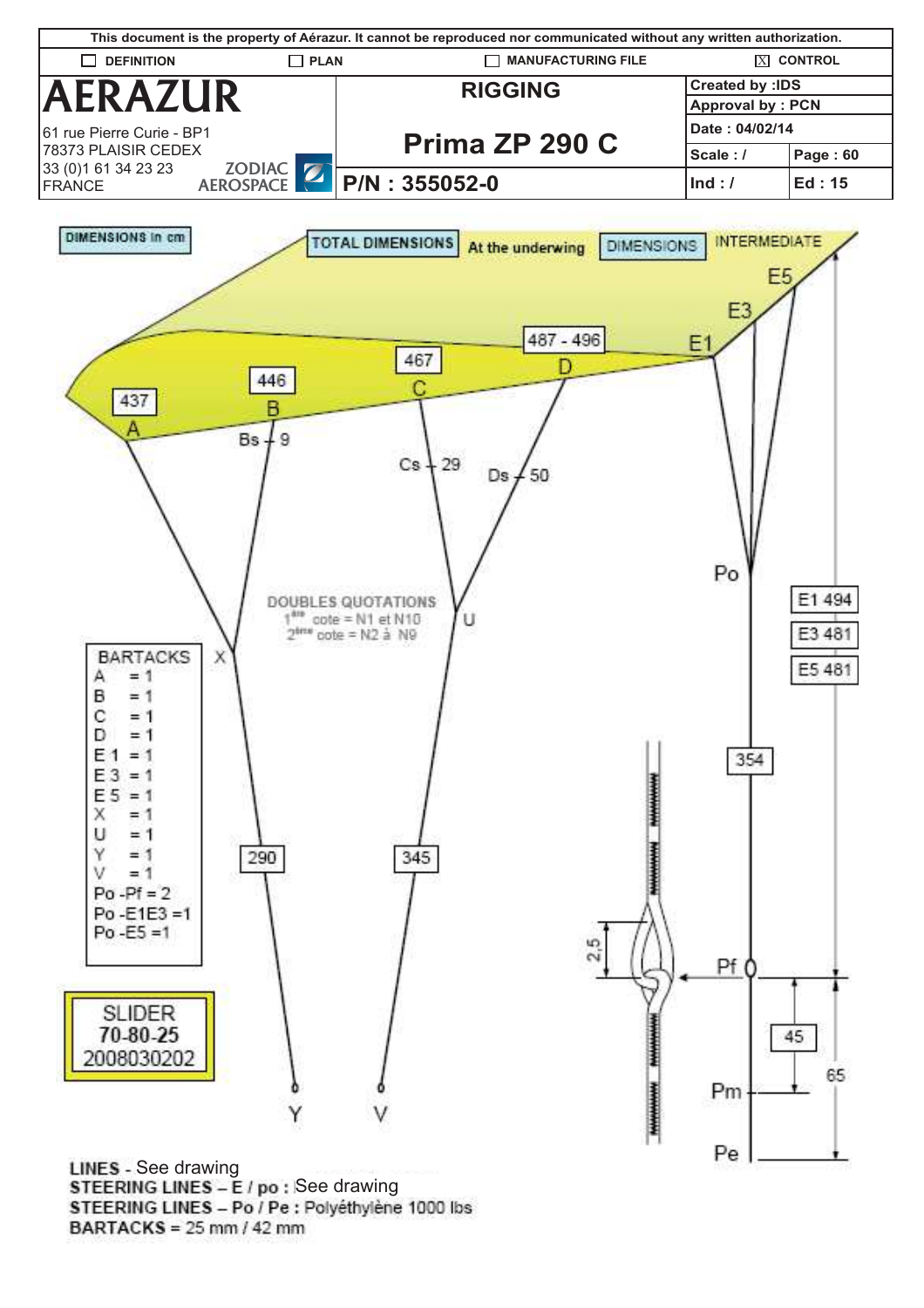This document is the property of Aérazur. It cannot be reproduced nor communicated without any written authorization.

| | | | | |
|---|---|---|---|---|
| ☐ DEFINITION | ☐ PLAN | ☐ MANUFACTURING FILE | ☒ CONTROL | |
| **AERAZUR** 61 rue Pierre Curie - BP1 78373 PLAISIR CEDEX 33 (0)1 61 34 23 23 FRANCE ZODIAC AEROSPACE | **RIGGING** **Prima ZP 290 C** | | Created by :IDS | |
| | | | Approval by : PCN | |
| | | | Date : 04/02/14 | |
| | | | Scale : / | Page : 60 |
| | **P/N : 355052-0** | | Ind : / | Ed : 15 |

DIMENSIONS in cm

TOTAL DIMENSIONS At the underwing

DIMENSIONS INTERMEDIATE

437 A

446 B

467 C

487 - 496 D

E1 E3 E5

Bs 9

Cs 29

Ds 50

Po

E1 494

E3 481

E5 481

DOUBLES QUOTATIONS
1ère cote = N1 et N10
2ème cote = N2 à N9

X U

BARTACKS
A = 1
B = 1
C = 1
D = 1
E 1 = 1
E 3 = 1
E 5 = 1
X = 1
U = 1
Y = 1
V = 1
Po -Pf = 2
Po -E1E3 =1
Po -E5 =1

354

290

345

2,5

Pf

45

65

SLIDER
70-80-25
2008030202

Pm

Y V

Pe

**LINES** - See drawing
**STEERING LINES – E / po :** See drawing
**STEERING LINES – Po / Pe :** Polyéthylène 1000 lbs
**BARTACKS** = 25 mm / 42 mm